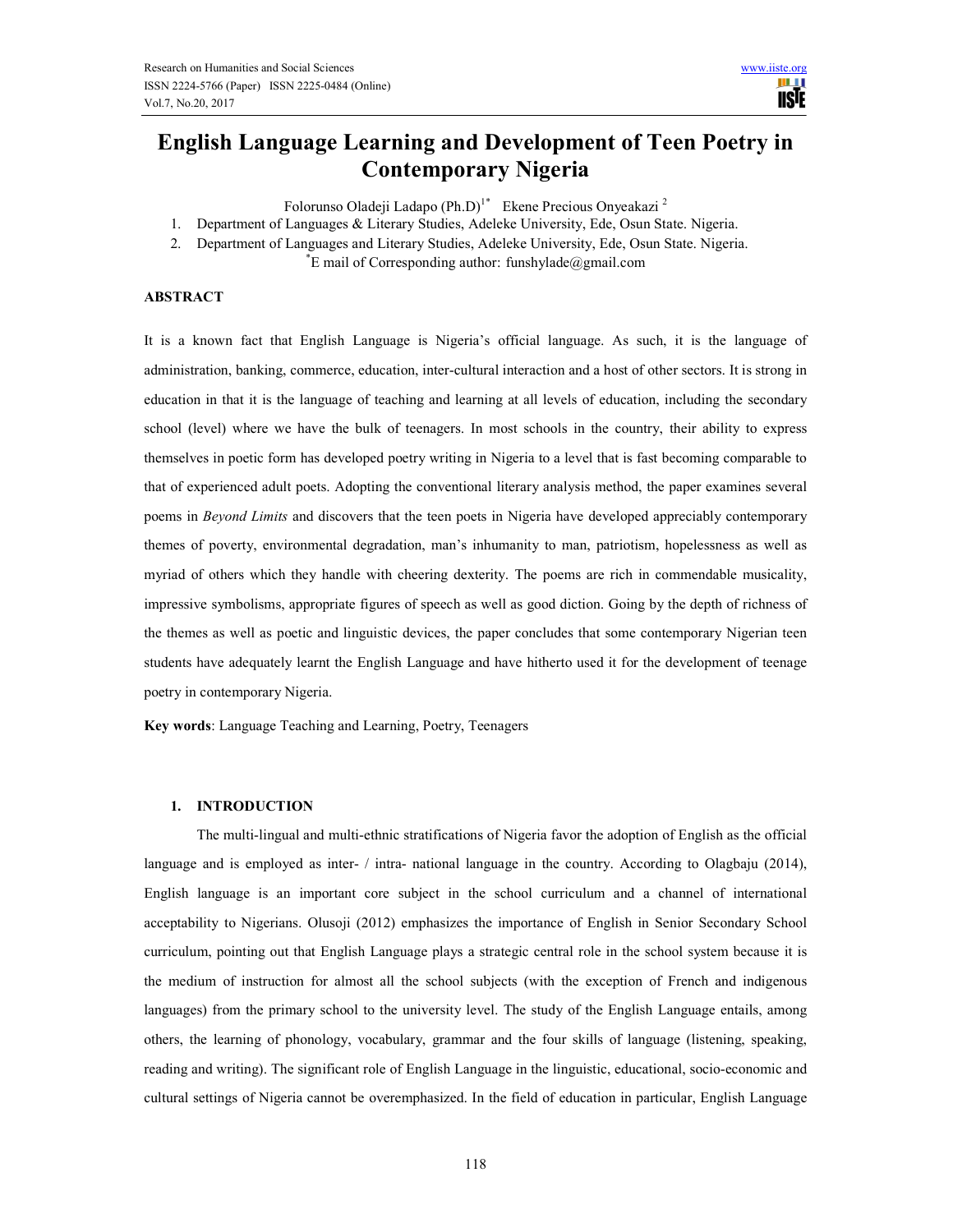# English Language Learning and Development of Teen Poetry in Contemporary Nigeria

Folorunso Oladeji Ladapo (Ph.D)[1*] Ekene Precious Onyeakazi [2]

1. Department of Languages & Literary Studies, Adeleke University, Ede, Osun State. Nigeria.
2. Department of Languages and Literary Studies, Adeleke University, Ede, Osun State. Nigeria.

[*]E mail of Corresponding author: funshylade@gmail.com

## ABSTRACT

It is a known fact that English Language is Nigeria's official language. As such, it is the language of administration, banking, commerce, education, inter-cultural interaction and a host of other sectors. It is strong in education in that it is the language of teaching and learning at all levels of education, including the secondary school (level) where we have the bulk of teenagers. In most schools in the country, their ability to express themselves in poetic form has developed poetry writing in Nigeria to a level that is fast becoming comparable to that of experienced adult poets. Adopting the conventional literary analysis method, the paper examines several poems in *Beyond Limits* and discovers that the teen poets in Nigeria have developed appreciably contemporary themes of poverty, environmental degradation, man's inhumanity to man, patriotism, hopelessness as well as myriad of others which they handle with cheering dexterity. The poems are rich in commendable musicality, impressive symbolisms, appropriate figures of speech as well as good diction. Going by the depth of richness of the themes as well as poetic and linguistic devices, the paper concludes that some contemporary Nigerian teen students have adequately learnt the English Language and have hitherto used it for the development of teenage poetry in contemporary Nigeria.

**Key words**: Language Teaching and Learning, Poetry, Teenagers

## 1. INTRODUCTION

The multi-lingual and multi-ethnic stratifications of Nigeria favor the adoption of English as the official language and is employed as inter- / intra- national language in the country. According to Olagbaju (2014), English language is an important core subject in the school curriculum and a channel of international acceptability to Nigerians. Olusoji (2012) emphasizes the importance of English in Senior Secondary School curriculum, pointing out that English Language plays a strategic central role in the school system because it is the medium of instruction for almost all the school subjects (with the exception of French and indigenous languages) from the primary school to the university level. The study of the English Language entails, among others, the learning of phonology, vocabulary, grammar and the four skills of language (listening, speaking, reading and writing). The significant role of English Language in the linguistic, educational, socio-economic and cultural settings of Nigeria cannot be overemphasized. In the field of education in particular, English Language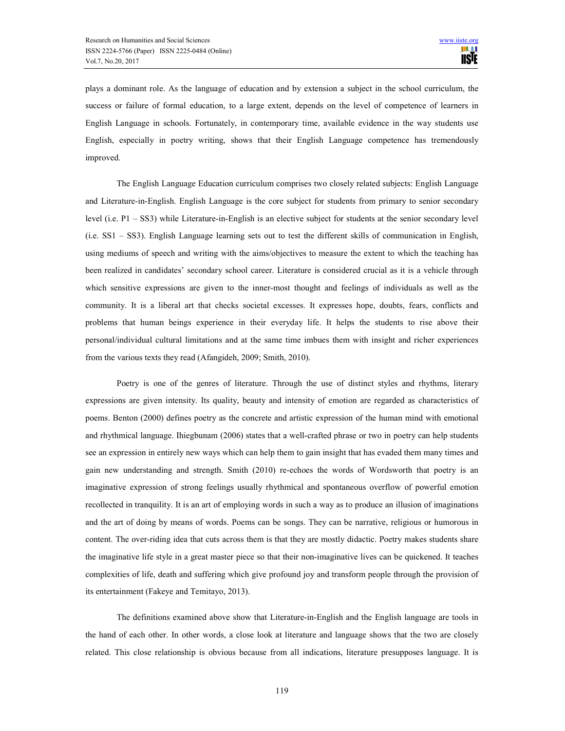plays a dominant role. As the language of education and by extension a subject in the school curriculum, the success or failure of formal education, to a large extent, depends on the level of competence of learners in English Language in schools. Fortunately, in contemporary time, available evidence in the way students use English, especially in poetry writing, shows that their English Language competence has tremendously improved.

The English Language Education curriculum comprises two closely related subjects: English Language and Literature-in-English. English Language is the core subject for students from primary to senior secondary level (i.e. P1 – SS3) while Literature-in-English is an elective subject for students at the senior secondary level (i.e. SS1 – SS3). English Language learning sets out to test the different skills of communication in English, using mediums of speech and writing with the aims/objectives to measure the extent to which the teaching has been realized in candidates' secondary school career. Literature is considered crucial as it is a vehicle through which sensitive expressions are given to the inner-most thought and feelings of individuals as well as the community. It is a liberal art that checks societal excesses. It expresses hope, doubts, fears, conflicts and problems that human beings experience in their everyday life. It helps the students to rise above their personal/individual cultural limitations and at the same time imbues them with insight and richer experiences from the various texts they read (Afangideh, 2009; Smith, 2010).

Poetry is one of the genres of literature. Through the use of distinct styles and rhythms, literary expressions are given intensity. Its quality, beauty and intensity of emotion are regarded as characteristics of poems. Benton (2000) defines poetry as the concrete and artistic expression of the human mind with emotional and rhythmical language. Ihiegbunam (2006) states that a well-crafted phrase or two in poetry can help students see an expression in entirely new ways which can help them to gain insight that has evaded them many times and gain new understanding and strength. Smith (2010) re-echoes the words of Wordsworth that poetry is an imaginative expression of strong feelings usually rhythmical and spontaneous overflow of powerful emotion recollected in tranquility. It is an art of employing words in such a way as to produce an illusion of imaginations and the art of doing by means of words. Poems can be songs. They can be narrative, religious or humorous in content. The over-riding idea that cuts across them is that they are mostly didactic. Poetry makes students share the imaginative life style in a great master piece so that their non-imaginative lives can be quickened. It teaches complexities of life, death and suffering which give profound joy and transform people through the provision of its entertainment (Fakeye and Temitayo, 2013).

The definitions examined above show that Literature-in-English and the English language are tools in the hand of each other. In other words, a close look at literature and language shows that the two are closely related. This close relationship is obvious because from all indications, literature presupposes language. It is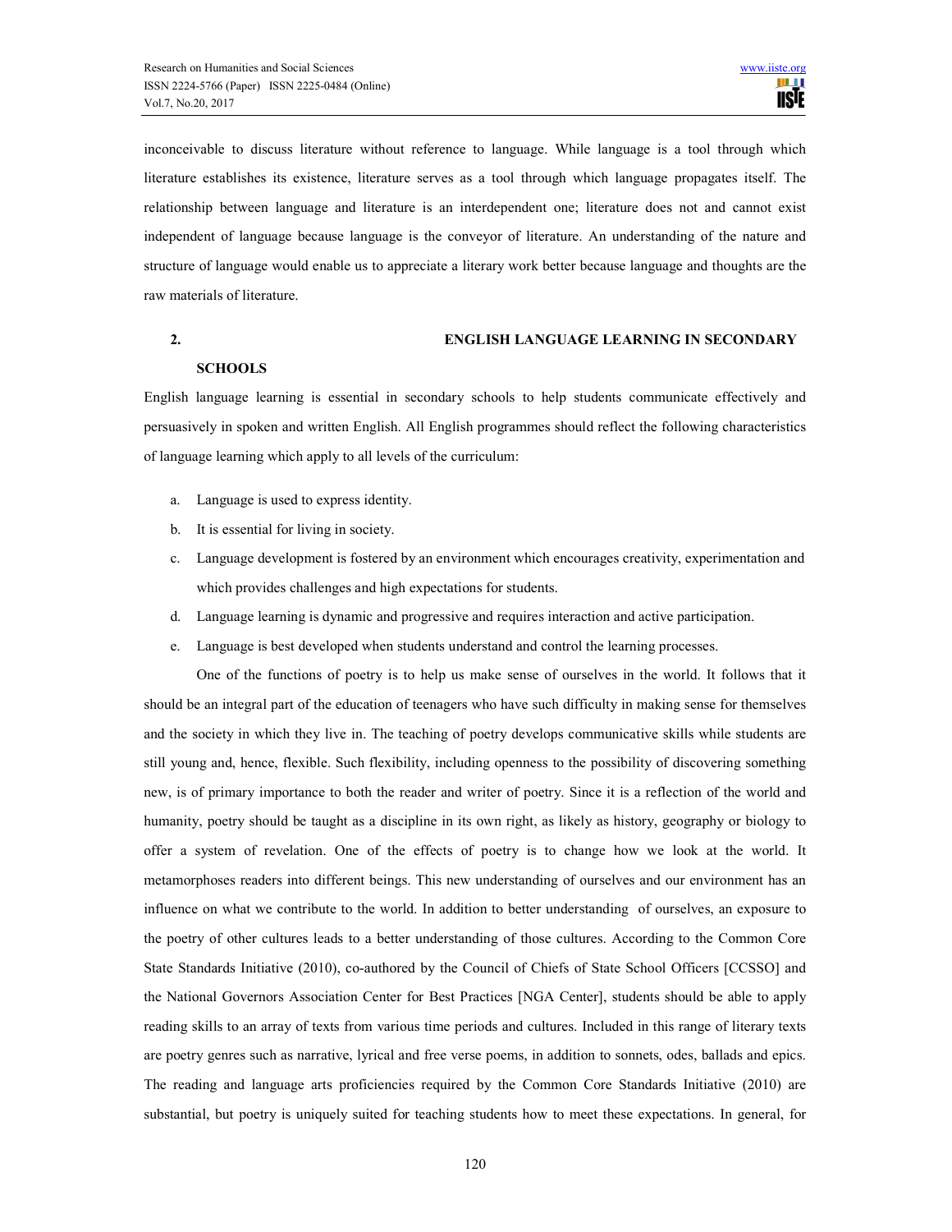inconceivable to discuss literature without reference to language. While language is a tool through which literature establishes its existence, literature serves as a tool through which language propagates itself. The relationship between language and literature is an interdependent one; literature does not and cannot exist independent of language because language is the conveyor of literature. An understanding of the nature and structure of language would enable us to appreciate a literary work better because language and thoughts are the raw materials of literature.

## 2. ENGLISH LANGUAGE LEARNING IN SECONDARY SCHOOLS

English language learning is essential in secondary schools to help students communicate effectively and persuasively in spoken and written English. All English programmes should reflect the following characteristics of language learning which apply to all levels of the curriculum:

a. Language is used to express identity.
b. It is essential for living in society.
c. Language development is fostered by an environment which encourages creativity, experimentation and which provides challenges and high expectations for students.
d. Language learning is dynamic and progressive and requires interaction and active participation.
e. Language is best developed when students understand and control the learning processes.

One of the functions of poetry is to help us make sense of ourselves in the world. It follows that it should be an integral part of the education of teenagers who have such difficulty in making sense for themselves and the society in which they live in. The teaching of poetry develops communicative skills while students are still young and, hence, flexible. Such flexibility, including openness to the possibility of discovering something new, is of primary importance to both the reader and writer of poetry. Since it is a reflection of the world and humanity, poetry should be taught as a discipline in its own right, as likely as history, geography or biology to offer a system of revelation. One of the effects of poetry is to change how we look at the world. It metamorphoses readers into different beings. This new understanding of ourselves and our environment has an influence on what we contribute to the world. In addition to better understanding of ourselves, an exposure to the poetry of other cultures leads to a better understanding of those cultures. According to the Common Core State Standards Initiative (2010), co-authored by the Council of Chiefs of State School Officers [CCSSO] and the National Governors Association Center for Best Practices [NGA Center], students should be able to apply reading skills to an array of texts from various time periods and cultures. Included in this range of literary texts are poetry genres such as narrative, lyrical and free verse poems, in addition to sonnets, odes, ballads and epics. The reading and language arts proficiencies required by the Common Core Standards Initiative (2010) are substantial, but poetry is uniquely suited for teaching students how to meet these expectations. In general, for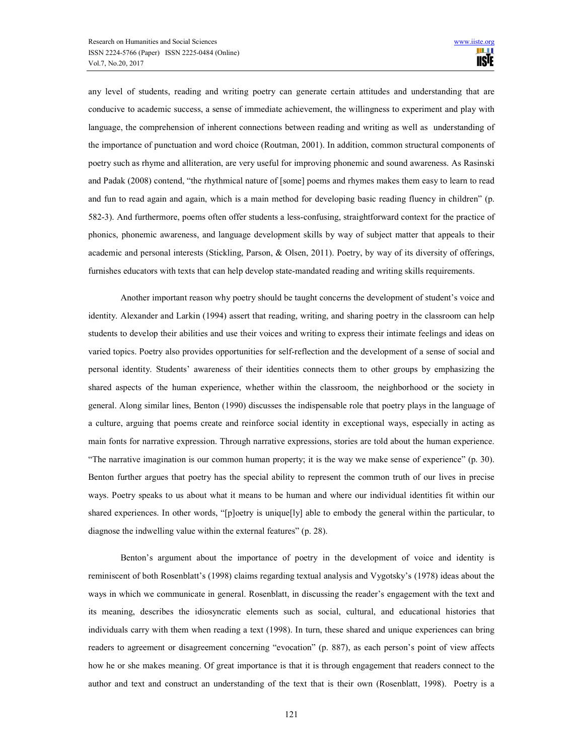any level of students, reading and writing poetry can generate certain attitudes and understanding that are conducive to academic success, a sense of immediate achievement, the willingness to experiment and play with language, the comprehension of inherent connections between reading and writing as well as understanding of the importance of punctuation and word choice (Routman, 2001). In addition, common structural components of poetry such as rhyme and alliteration, are very useful for improving phonemic and sound awareness. As Rasinski and Padak (2008) contend, "the rhythmical nature of [some] poems and rhymes makes them easy to learn to read and fun to read again and again, which is a main method for developing basic reading fluency in children" (p. 582-3). And furthermore, poems often offer students a less-confusing, straightforward context for the practice of phonics, phonemic awareness, and language development skills by way of subject matter that appeals to their academic and personal interests (Stickling, Parson, & Olsen, 2011). Poetry, by way of its diversity of offerings, furnishes educators with texts that can help develop state-mandated reading and writing skills requirements.

Another important reason why poetry should be taught concerns the development of student's voice and identity. Alexander and Larkin (1994) assert that reading, writing, and sharing poetry in the classroom can help students to develop their abilities and use their voices and writing to express their intimate feelings and ideas on varied topics. Poetry also provides opportunities for self-reflection and the development of a sense of social and personal identity. Students' awareness of their identities connects them to other groups by emphasizing the shared aspects of the human experience, whether within the classroom, the neighborhood or the society in general. Along similar lines, Benton (1990) discusses the indispensable role that poetry plays in the language of a culture, arguing that poems create and reinforce social identity in exceptional ways, especially in acting as main fonts for narrative expression. Through narrative expressions, stories are told about the human experience. "The narrative imagination is our common human property; it is the way we make sense of experience" (p. 30). Benton further argues that poetry has the special ability to represent the common truth of our lives in precise ways. Poetry speaks to us about what it means to be human and where our individual identities fit within our shared experiences. In other words, "[p]oetry is unique[ly] able to embody the general within the particular, to diagnose the indwelling value within the external features" (p. 28).

Benton's argument about the importance of poetry in the development of voice and identity is reminiscent of both Rosenblatt's (1998) claims regarding textual analysis and Vygotsky's (1978) ideas about the ways in which we communicate in general. Rosenblatt, in discussing the reader's engagement with the text and its meaning, describes the idiosyncratic elements such as social, cultural, and educational histories that individuals carry with them when reading a text (1998). In turn, these shared and unique experiences can bring readers to agreement or disagreement concerning "evocation" (p. 887), as each person's point of view affects how he or she makes meaning. Of great importance is that it is through engagement that readers connect to the author and text and construct an understanding of the text that is their own (Rosenblatt, 1998). Poetry is a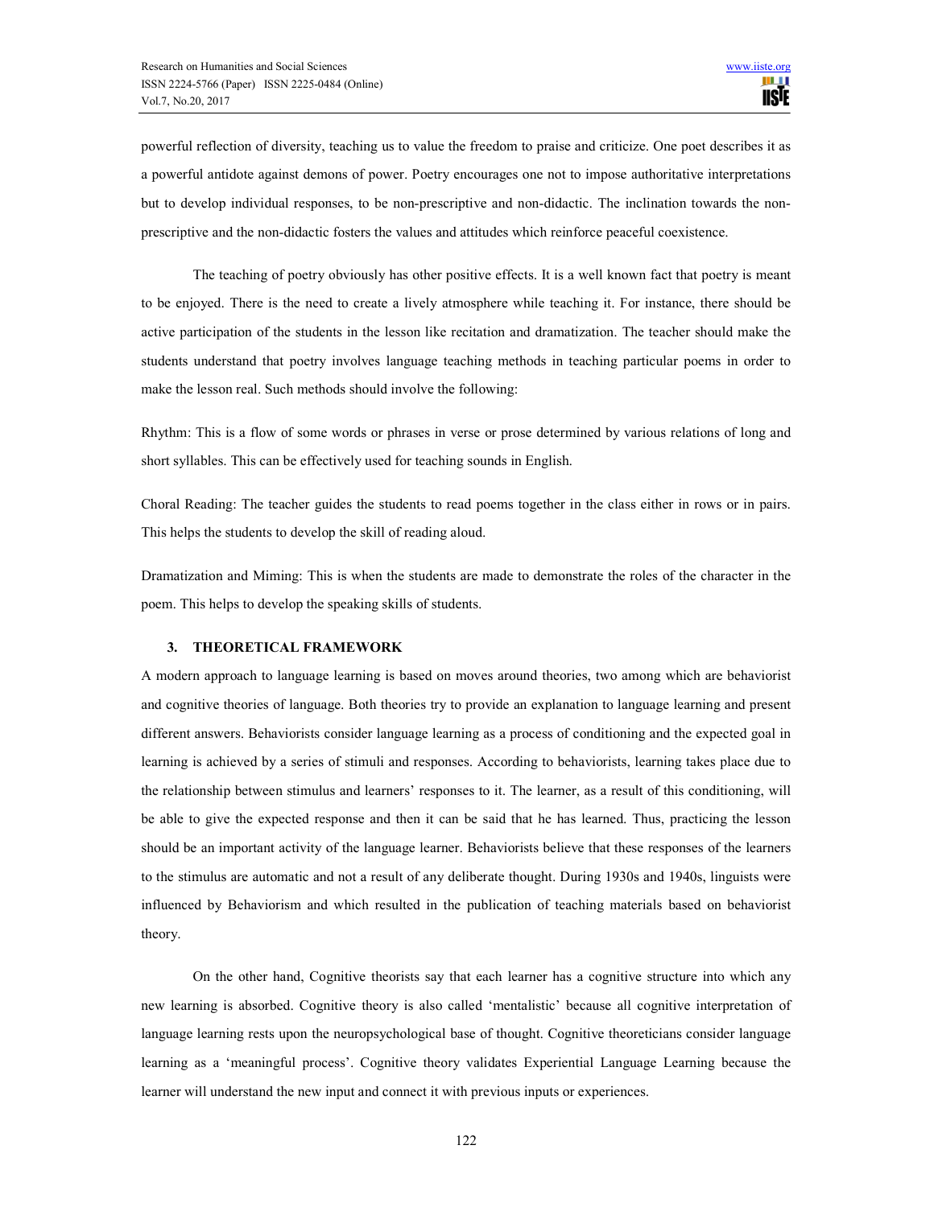powerful reflection of diversity, teaching us to value the freedom to praise and criticize. One poet describes it as a powerful antidote against demons of power. Poetry encourages one not to impose authoritative interpretations but to develop individual responses, to be non-prescriptive and non-didactic. The inclination towards the non-prescriptive and the non-didactic fosters the values and attitudes which reinforce peaceful coexistence.

The teaching of poetry obviously has other positive effects. It is a well known fact that poetry is meant to be enjoyed. There is the need to create a lively atmosphere while teaching it. For instance, there should be active participation of the students in the lesson like recitation and dramatization. The teacher should make the students understand that poetry involves language teaching methods in teaching particular poems in order to make the lesson real. Such methods should involve the following:

Rhythm: This is a flow of some words or phrases in verse or prose determined by various relations of long and short syllables. This can be effectively used for teaching sounds in English.

Choral Reading: The teacher guides the students to read poems together in the class either in rows or in pairs. This helps the students to develop the skill of reading aloud.

Dramatization and Miming: This is when the students are made to demonstrate the roles of the character in the poem. This helps to develop the speaking skills of students.

## 3. THEORETICAL FRAMEWORK

A modern approach to language learning is based on moves around theories, two among which are behaviorist and cognitive theories of language. Both theories try to provide an explanation to language learning and present different answers. Behaviorists consider language learning as a process of conditioning and the expected goal in learning is achieved by a series of stimuli and responses. According to behaviorists, learning takes place due to the relationship between stimulus and learners' responses to it. The learner, as a result of this conditioning, will be able to give the expected response and then it can be said that he has learned. Thus, practicing the lesson should be an important activity of the language learner. Behaviorists believe that these responses of the learners to the stimulus are automatic and not a result of any deliberate thought. During 1930s and 1940s, linguists were influenced by Behaviorism and which resulted in the publication of teaching materials based on behaviorist theory.

On the other hand, Cognitive theorists say that each learner has a cognitive structure into which any new learning is absorbed. Cognitive theory is also called 'mentalistic' because all cognitive interpretation of language learning rests upon the neuropsychological base of thought. Cognitive theoreticians consider language learning as a 'meaningful process'. Cognitive theory validates Experiential Language Learning because the learner will understand the new input and connect it with previous inputs or experiences.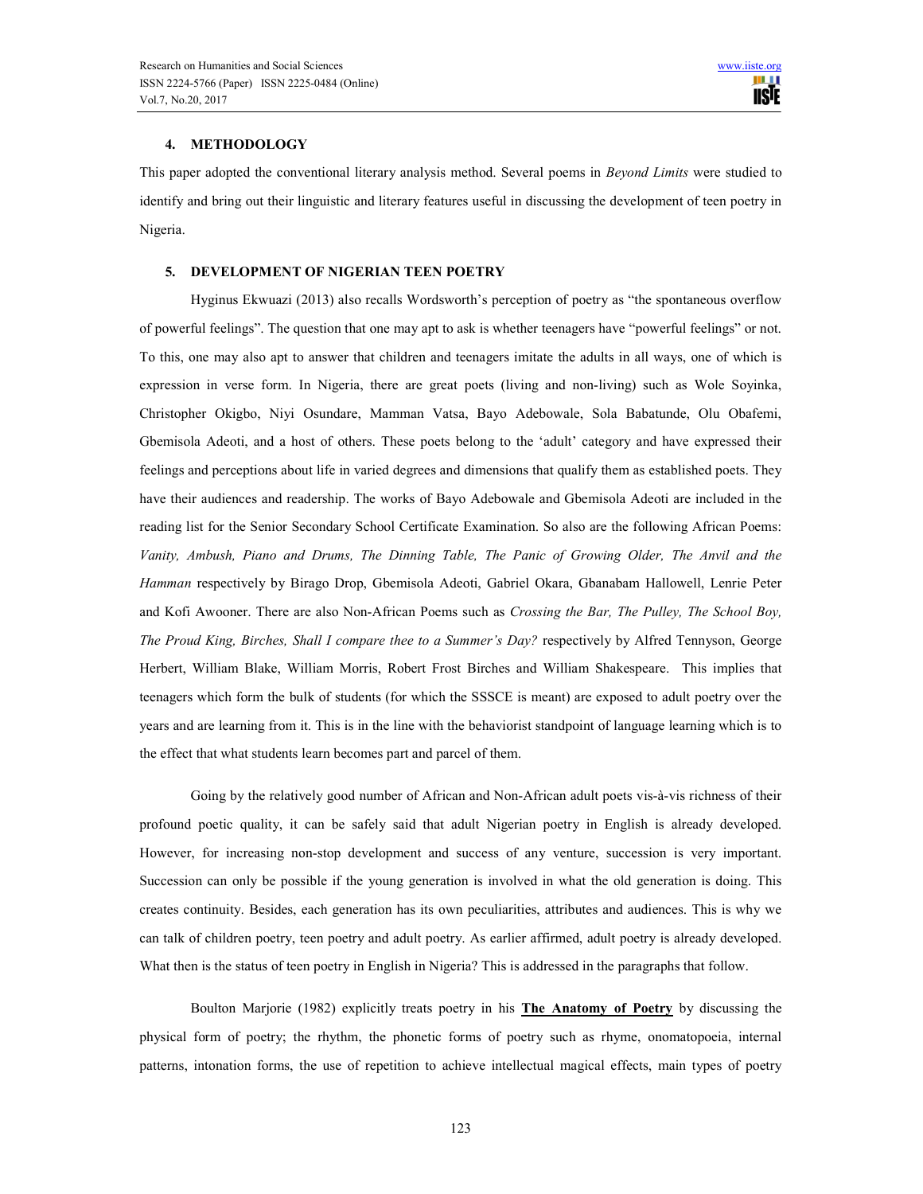## 4. METHODOLOGY

This paper adopted the conventional literary analysis method. Several poems in *Beyond Limits* were studied to identify and bring out their linguistic and literary features useful in discussing the development of teen poetry in Nigeria.

## 5. DEVELOPMENT OF NIGERIAN TEEN POETRY

Hyginus Ekwuazi (2013) also recalls Wordsworth's perception of poetry as "the spontaneous overflow of powerful feelings". The question that one may apt to ask is whether teenagers have "powerful feelings" or not. To this, one may also apt to answer that children and teenagers imitate the adults in all ways, one of which is expression in verse form. In Nigeria, there are great poets (living and non-living) such as Wole Soyinka, Christopher Okigbo, Niyi Osundare, Mamman Vatsa, Bayo Adebowale, Sola Babatunde, Olu Obafemi, Gbemisola Adeoti, and a host of others. These poets belong to the 'adult' category and have expressed their feelings and perceptions about life in varied degrees and dimensions that qualify them as established poets. They have their audiences and readership. The works of Bayo Adebowale and Gbemisola Adeoti are included in the reading list for the Senior Secondary School Certificate Examination. So also are the following African Poems: *Vanity, Ambush, Piano and Drums, The Dinning Table, The Panic of Growing Older, The Anvil and the Hamman* respectively by Birago Drop, Gbemisola Adeoti, Gabriel Okara, Gbanabam Hallowell, Lenrie Peter and Kofi Awooner. There are also Non-African Poems such as *Crossing the Bar, The Pulley, The School Boy, The Proud King, Birches, Shall I compare thee to a Summer's Day?* respectively by Alfred Tennyson, George Herbert, William Blake, William Morris, Robert Frost Birches and William Shakespeare. This implies that teenagers which form the bulk of students (for which the SSSCE is meant) are exposed to adult poetry over the years and are learning from it. This is in the line with the behaviorist standpoint of language learning which is to the effect that what students learn becomes part and parcel of them.

Going by the relatively good number of African and Non-African adult poets vis-à-vis richness of their profound poetic quality, it can be safely said that adult Nigerian poetry in English is already developed. However, for increasing non-stop development and success of any venture, succession is very important. Succession can only be possible if the young generation is involved in what the old generation is doing. This creates continuity. Besides, each generation has its own peculiarities, attributes and audiences. This is why we can talk of children poetry, teen poetry and adult poetry. As earlier affirmed, adult poetry is already developed. What then is the status of teen poetry in English in Nigeria? This is addressed in the paragraphs that follow.

Boulton Marjorie (1982) explicitly treats poetry in his **The Anatomy of Poetry** by discussing the physical form of poetry; the rhythm, the phonetic forms of poetry such as rhyme, onomatopoeia, internal patterns, intonation forms, the use of repetition to achieve intellectual magical effects, main types of poetry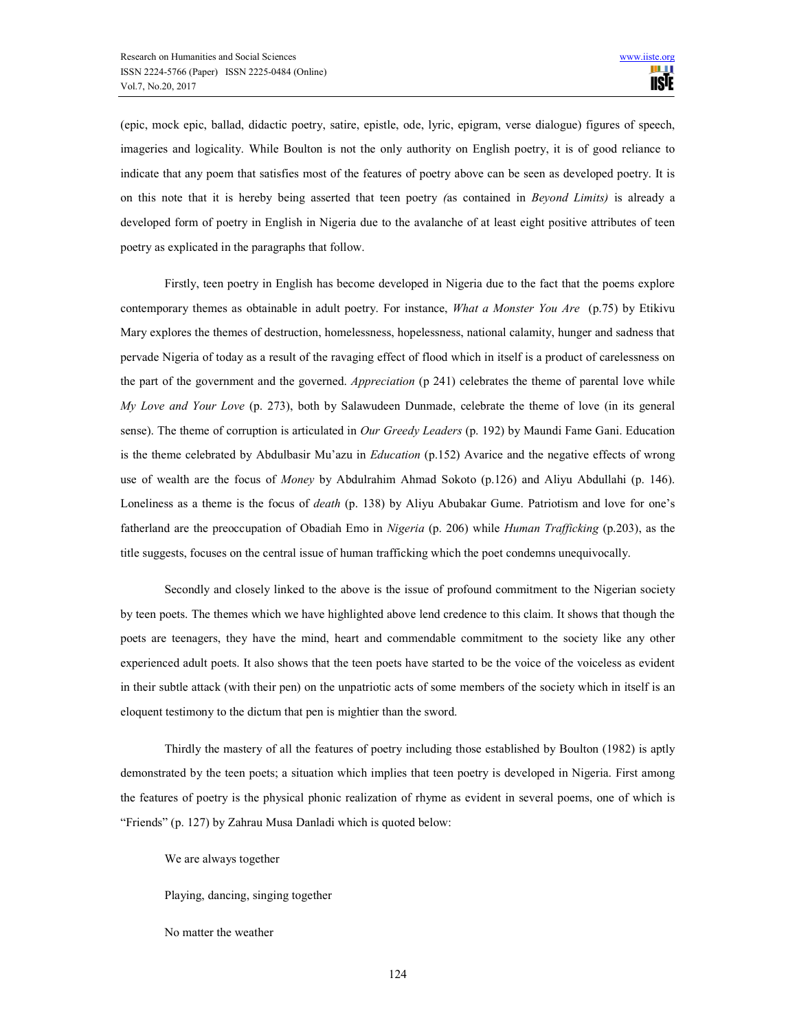(epic, mock epic, ballad, didactic poetry, satire, epistle, ode, lyric, epigram, verse dialogue) figures of speech, imageries and logicality. While Boulton is not the only authority on English poetry, it is of good reliance to indicate that any poem that satisfies most of the features of poetry above can be seen as developed poetry. It is on this note that it is hereby being asserted that teen poetry *(*as contained in *Beyond Limits)* is already a developed form of poetry in English in Nigeria due to the avalanche of at least eight positive attributes of teen poetry as explicated in the paragraphs that follow.

Firstly, teen poetry in English has become developed in Nigeria due to the fact that the poems explore contemporary themes as obtainable in adult poetry. For instance, *What a Monster You Are* (p.75) by Etikivu Mary explores the themes of destruction, homelessness, hopelessness, national calamity, hunger and sadness that pervade Nigeria of today as a result of the ravaging effect of flood which in itself is a product of carelessness on the part of the government and the governed. *Appreciation* (p 241) celebrates the theme of parental love while *My Love and Your Love* (p. 273), both by Salawudeen Dunmade, celebrate the theme of love (in its general sense). The theme of corruption is articulated in *Our Greedy Leaders* (p. 192) by Maundi Fame Gani. Education is the theme celebrated by Abdulbasir Mu'azu in *Education* (p.152) Avarice and the negative effects of wrong use of wealth are the focus of *Money* by Abdulrahim Ahmad Sokoto (p.126) and Aliyu Abdullahi (p. 146). Loneliness as a theme is the focus of *death* (p. 138) by Aliyu Abubakar Gume. Patriotism and love for one's fatherland are the preoccupation of Obadiah Emo in *Nigeria* (p. 206) while *Human Trafficking* (p.203), as the title suggests, focuses on the central issue of human trafficking which the poet condemns unequivocally.

Secondly and closely linked to the above is the issue of profound commitment to the Nigerian society by teen poets. The themes which we have highlighted above lend credence to this claim. It shows that though the poets are teenagers, they have the mind, heart and commendable commitment to the society like any other experienced adult poets. It also shows that the teen poets have started to be the voice of the voiceless as evident in their subtle attack (with their pen) on the unpatriotic acts of some members of the society which in itself is an eloquent testimony to the dictum that pen is mightier than the sword.

Thirdly the mastery of all the features of poetry including those established by Boulton (1982) is aptly demonstrated by the teen poets; a situation which implies that teen poetry is developed in Nigeria. First among the features of poetry is the physical phonic realization of rhyme as evident in several poems, one of which is "Friends" (p. 127) by Zahrau Musa Danladi which is quoted below:

> We are always together
>
> Playing, dancing, singing together
>
> No matter the weather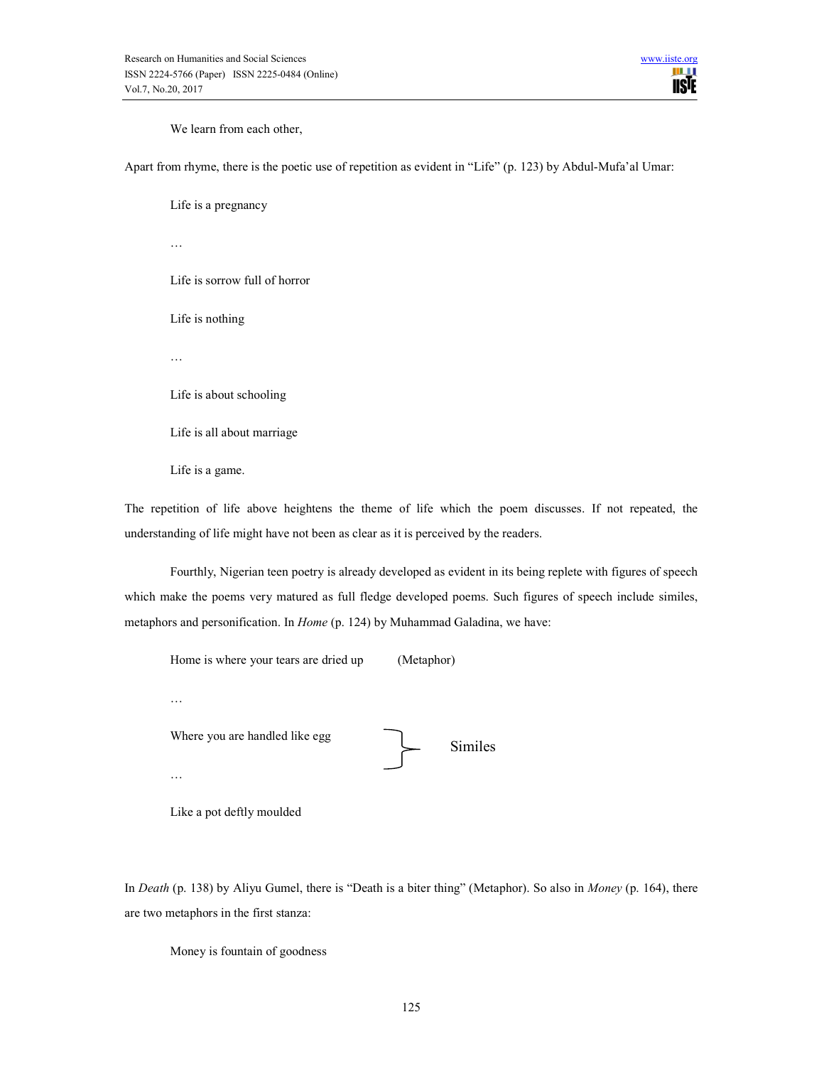We learn from each other,

Apart from rhyme, there is the poetic use of repetition as evident in “Life” (p. 123) by Abdul-Mufa’al Umar:

Life is a pregnancy

…

Life is sorrow full of horror

Life is nothing

…

Life is about schooling

Life is all about marriage

Life is a game.

The repetition of life above heightens the theme of life which the poem discusses. If not repeated, the understanding of life might have not been as clear as it is perceived by the readers.

Fourthly, Nigerian teen poetry is already developed as evident in its being replete with figures of speech which make the poems very matured as full fledge developed poems. Such figures of speech include similes, metaphors and personification. In *Home* (p. 124) by Muhammad Galadina, we have:

Home is where your tears are dried up (Metaphor)

…

Where you are handled like egg

…

Like a pot deftly moulded

} Similes

In *Death* (p. 138) by Aliyu Gumel, there is “Death is a biter thing” (Metaphor). So also in *Money* (p. 164), there are two metaphors in the first stanza:

Money is fountain of goodness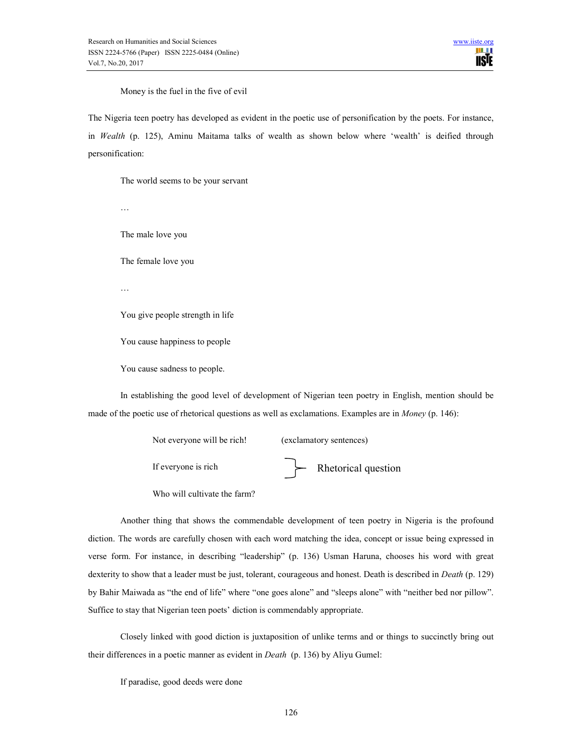Money is the fuel in the five of evil

The Nigeria teen poetry has developed as evident in the poetic use of personification by the poets. For instance, in *Wealth* (p. 125), Aminu Maitama talks of wealth as shown below where 'wealth' is deified through personification:

The world seems to be your servant

…

The male love you

The female love you

…

You give people strength in life

You cause happiness to people

You cause sadness to people.

In establishing the good level of development of Nigerian teen poetry in English, mention should be made of the poetic use of rhetorical questions as well as exclamations. Examples are in *Money* (p. 146):

Not everyone will be rich! (exclamatory sentences)

If everyone is rich
Who will cultivate the farm? } Rhetorical question

Another thing that shows the commendable development of teen poetry in Nigeria is the profound diction. The words are carefully chosen with each word matching the idea, concept or issue being expressed in verse form. For instance, in describing "leadership" (p. 136) Usman Haruna, chooses his word with great dexterity to show that a leader must be just, tolerant, courageous and honest. Death is described in *Death* (p. 129) by Bahir Maiwada as "the end of life" where "one goes alone" and "sleeps alone" with "neither bed nor pillow". Suffice to stay that Nigerian teen poets' diction is commendably appropriate.

Closely linked with good diction is juxtaposition of unlike terms and or things to succinctly bring out their differences in a poetic manner as evident in *Death* (p. 136) by Aliyu Gumel:

If paradise, good deeds were done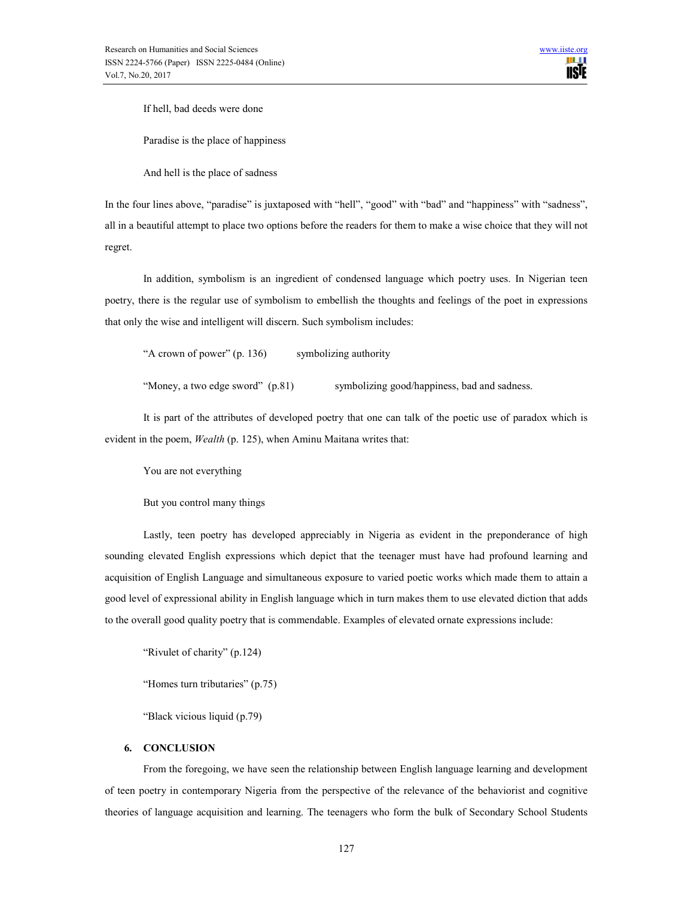If hell, bad deeds were done

Paradise is the place of happiness

And hell is the place of sadness

In the four lines above, "paradise" is juxtaposed with "hell", "good" with "bad" and "happiness" with "sadness", all in a beautiful attempt to place two options before the readers for them to make a wise choice that they will not regret.

In addition, symbolism is an ingredient of condensed language which poetry uses. In Nigerian teen poetry, there is the regular use of symbolism to embellish the thoughts and feelings of the poet in expressions that only the wise and intelligent will discern. Such symbolism includes:

"A crown of power" (p. 136) symbolizing authority

"Money, a two edge sword" (p.81) symbolizing good/happiness, bad and sadness.

It is part of the attributes of developed poetry that one can talk of the poetic use of paradox which is evident in the poem, *Wealth* (p. 125), when Aminu Maitana writes that:

You are not everything

But you control many things

Lastly, teen poetry has developed appreciably in Nigeria as evident in the preponderance of high sounding elevated English expressions which depict that the teenager must have had profound learning and acquisition of English Language and simultaneous exposure to varied poetic works which made them to attain a good level of expressional ability in English language which in turn makes them to use elevated diction that adds to the overall good quality poetry that is commendable. Examples of elevated ornate expressions include:

"Rivulet of charity" (p.124)

"Homes turn tributaries" (p.75)

"Black vicious liquid (p.79)

## 6. CONCLUSION

From the foregoing, we have seen the relationship between English language learning and development of teen poetry in contemporary Nigeria from the perspective of the relevance of the behaviorist and cognitive theories of language acquisition and learning. The teenagers who form the bulk of Secondary School Students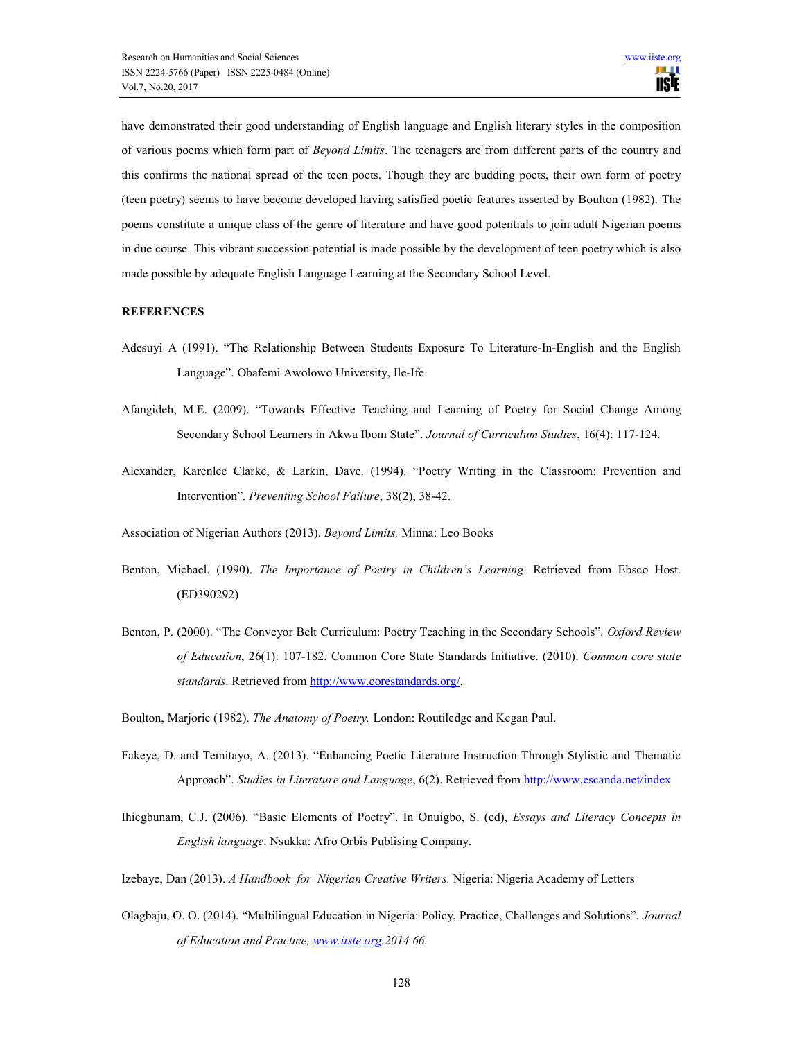have demonstrated their good understanding of English language and English literary styles in the composition of various poems which form part of *Beyond Limits*. The teenagers are from different parts of the country and this confirms the national spread of the teen poets. Though they are budding poets, their own form of poetry (teen poetry) seems to have become developed having satisfied poetic features asserted by Boulton (1982). The poems constitute a unique class of the genre of literature and have good potentials to join adult Nigerian poems in due course. This vibrant succession potential is made possible by the development of teen poetry which is also made possible by adequate English Language Learning at the Secondary School Level.

**REFERENCES**

Adesuyi A (1991). "The Relationship Between Students Exposure To Literature-In-English and the English Language". Obafemi Awolowo University, Ile-Ife.

Afangideh, M.E. (2009). "Towards Effective Teaching and Learning of Poetry for Social Change Among Secondary School Learners in Akwa Ibom State". *Journal of Curriculum Studies*, 16(4): 117-124.

Alexander, Karenlee Clarke, & Larkin, Dave. (1994). "Poetry Writing in the Classroom: Prevention and Intervention". *Preventing School Failure*, 38(2), 38-42.

Association of Nigerian Authors (2013). *Beyond Limits,* Minna: Leo Books

Benton, Michael. (1990). *The Importance of Poetry in Children's Learning*. Retrieved from Ebsco Host. (ED390292)

Benton, P. (2000). "The Conveyor Belt Curriculum: Poetry Teaching in the Secondary Schools". *Oxford Review of Education*, 26(1): 107-182. Common Core State Standards Initiative. (2010). *Common core state standards*. Retrieved from http://www.corestandards.org/.

Boulton, Marjorie (1982). *The Anatomy of Poetry.* London: Routiledge and Kegan Paul.

Fakeye, D. and Temitayo, A. (2013). "Enhancing Poetic Literature Instruction Through Stylistic and Thematic Approach". *Studies in Literature and Language*, 6(2). Retrieved from http://www.escanda.net/index

Ihiegbunam, C.J. (2006). "Basic Elements of Poetry". In Onuigbo, S. (ed), *Essays and Literacy Concepts in English language*. Nsukka: Afro Orbis Publising Company.

Izebaye, Dan (2013). *A Handbook for Nigerian Creative Writers.* Nigeria: Nigeria Academy of Letters

Olagbaju, O. O. (2014). "Multilingual Education in Nigeria: Policy, Practice, Challenges and Solutions". *Journal of Education and Practice, www.iiste.org.2014 66.*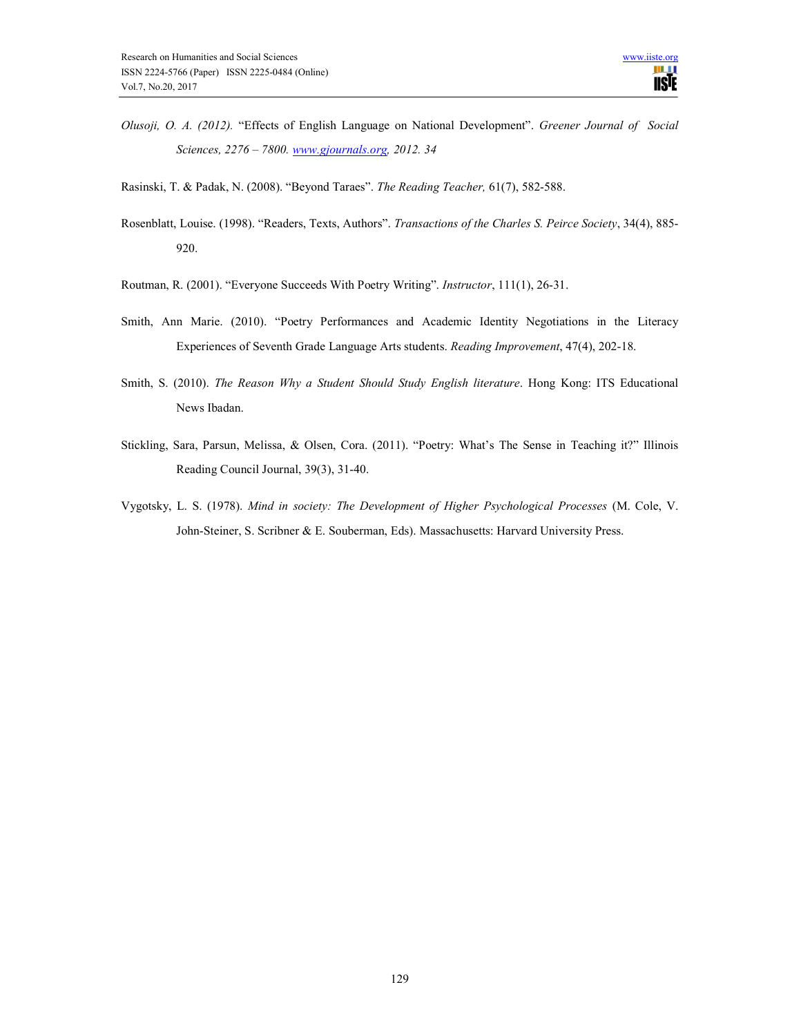*Olusoji, O. A. (2012).* "Effects of English Language on National Development". *Greener Journal of Social Sciences, 2276 – 7800. www.gjournals.org, 2012. 34*

Rasinski, T. & Padak, N. (2008). "Beyond Taraes". *The Reading Teacher,* 61(7), 582-588.

Rosenblatt, Louise. (1998). "Readers, Texts, Authors". *Transactions of the Charles S. Peirce Society*, 34(4), 885-920.

Routman, R. (2001). "Everyone Succeeds With Poetry Writing". *Instructor*, 111(1), 26-31.

Smith, Ann Marie. (2010). "Poetry Performances and Academic Identity Negotiations in the Literacy Experiences of Seventh Grade Language Arts students. *Reading Improvement*, 47(4), 202-18.

Smith, S. (2010). *The Reason Why a Student Should Study English literature*. Hong Kong: ITS Educational News Ibadan.

Stickling, Sara, Parsun, Melissa, & Olsen, Cora. (2011). "Poetry: What's The Sense in Teaching it?" Illinois Reading Council Journal, 39(3), 31-40.

Vygotsky, L. S. (1978). *Mind in society: The Development of Higher Psychological Processes* (M. Cole, V. John-Steiner, S. Scribner & E. Souberman, Eds). Massachusetts: Harvard University Press.